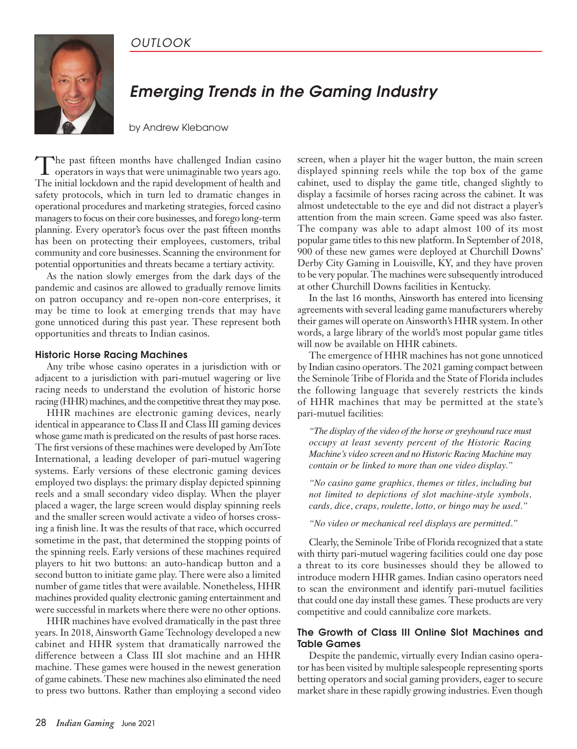OUTLOOK

# Emerging Trends in the Gaming Industry

by Andrew Klebanow

The past fifteen months have challenged Indian casino operators in ways that were unimaginable two years ago. The initial lockdown and the rapid development of health and safety protocols, which in turn led to dramatic changes in operational procedures and marketing strategies, forced casino managers to focus on their core businesses, and forego long-term planning. Every operator's focus over the past fifteen months has been on protecting their employees, customers, tribal community and core businesses. Scanning the environment for potential opportunities and threats became a tertiary activity.

As the nation slowly emerges from the dark days of the pandemic and casinos are allowed to gradually remove limits on patron occupancy and re-open non-core enterprises, it may be time to look at emerging trends that may have gone unnoticed during this past year. These represent both opportunities and threats to Indian casinos.

### Historic Horse Racing Machines

Any tribe whose casino operates in a jurisdiction with or adjacent to a jurisdiction with pari-mutuel wagering or live racing needs to understand the evolution of historic horse racing (HHR) machines, and the competitive threat they may pose.

HHR machines are electronic gaming devices, nearly identical in appearance to Class II and Class III gaming devices whose game math is predicated on the results of past horse races. The first versions of these machines were developed by AmTote International, a leading developer of pari-mutuel wagering systems. Early versions of these electronic gaming devices employed two displays: the primary display depicted spinning reels and a small secondary video display. When the player placed a wager, the large screen would display spinning reels and the smaller screen would activate a video of horses crossing a finish line. It was the results of that race, which occurred sometime in the past, that determined the stopping points of the spinning reels. Early versions of these machines required players to hit two buttons: an auto-handicap button and a second button to initiate game play. There were also a limited number of game titles that were available. Nonetheless, HHR machines provided quality electronic gaming entertainment and were successful in markets where there were no other options.

HHR machines have evolved dramatically in the past three years. In 2018, Ainsworth Game Technology developed a new cabinet and HHR system that dramatically narrowed the difference between a Class III slot machine and an HHR machine. These games were housed in the newest generation of game cabinets. These new machines also eliminated the need to press two buttons. Rather than employing a second video screen, when a player hit the wager button, the main screen displayed spinning reels while the top box of the game cabinet, used to display the game title, changed slightly to display a facsimile of horses racing across the cabinet. It was almost undetectable to the eye and did not distract a player's attention from the main screen. Game speed was also faster. The company was able to adapt almost 100 of its most popular game titles to this new platform. In September of 2018, 900 of these new games were deployed at Churchill Downs' Derby City Gaming in Louisville, KY, and they have proven to be very popular. The machines were subsequently introduced at other Churchill Downs facilities in Kentucky.

In the last 16 months, Ainsworth has entered into licensing agreements with several leading game manufacturers whereby their games will operate on Ainsworth's HHR system. In other words, a large library of the world's most popular game titles will now be available on HHR cabinets.

The emergence of HHR machines has not gone unnoticed by Indian casino operators. The 2021 gaming compact between the Seminole Tribe of Florida and the State of Florida includes the following language that severely restricts the kinds of HHR machines that may be permitted at the state's pari-mutuel facilities:

> *"The display of the video of the horse or greyhound race must occupy at least seventy percent of the Historic Racing Machine's video screen and no Historic Racing Machine may contain or be linked to more than one video display."*
>
> *"No casino game graphics, themes or titles, including but not limited to depictions of slot machine-style symbols, cards, dice, craps, roulette, lotto, or bingo may be used."*
>
> *"No video or mechanical reel displays are permitted."*

Clearly, the Seminole Tribe of Florida recognized that a state with thirty pari-mutuel wagering facilities could one day pose a threat to its core businesses should they be allowed to introduce modern HHR games. Indian casino operators need to scan the environment and identify pari-mutuel facilities that could one day install these games. These products are very competitive and could cannibalize core markets.

### The Growth of Class III Online Slot Machines and Table Games

Despite the pandemic, virtually every Indian casino operator has been visited by multiple salespeople representing sports betting operators and social gaming providers, eager to secure market share in these rapidly growing industries. Even though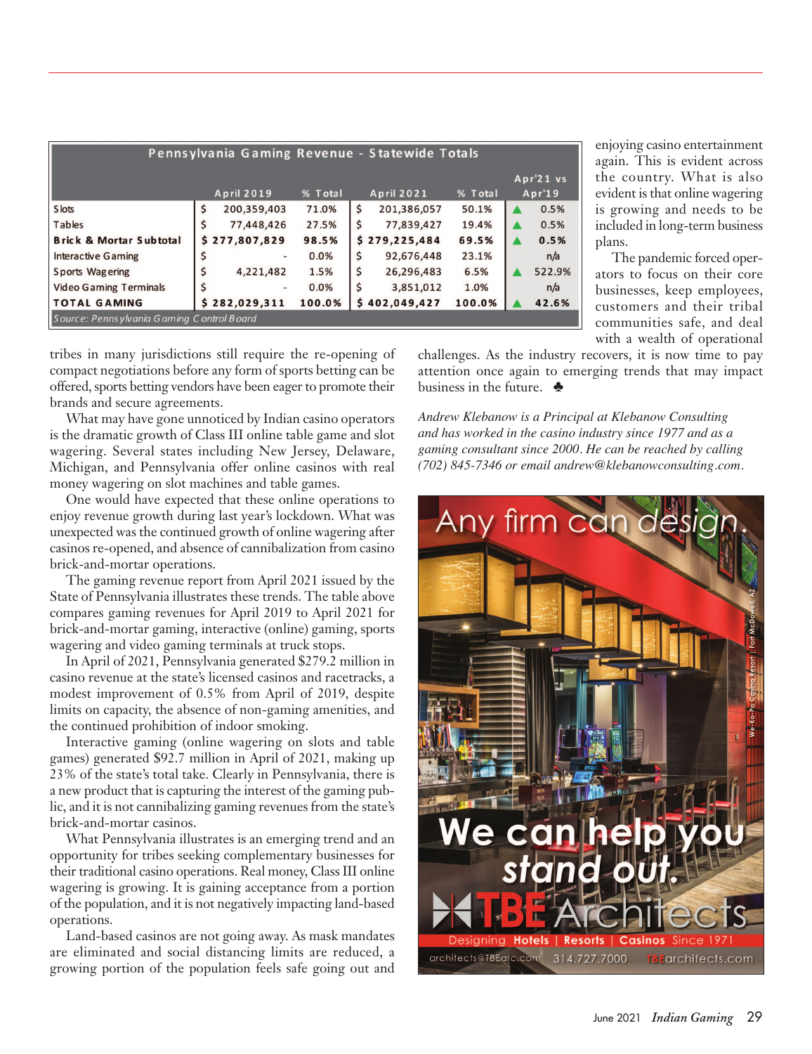| Pennsylvania Gaming Revenue - Statewide Totals | | | | | |
| --- | --- | --- | --- | --- | --- |
| | April 2019 | % Total | April 2021 | % Total | Apr'21 vs Apr'19 |
| Slots | $ 200,359,403 | 71.0% | $ 201,386,057 | 50.1% | ▲ 0.5% |
| Tables | $ 77,448,426 | 27.5% | $ 77,839,427 | 19.4% | ▲ 0.5% |
| **Brick & Mortar Subtotal** | **$ 277,807,829** | **98.5%** | **$ 279,225,484** | **69.5%** | **▲ 0.5%** |
| Interactive Gaming | $ - | 0.0% | $ 92,676,448 | 23.1% | n/a |
| Sports Wagering | $ 4,221,482 | 1.5% | $ 26,296,483 | 6.5% | ▲ 522.9% |
| Video Gaming Terminals | $ - | 0.0% | $ 3,851,012 | 1.0% | n/a |
| **TOTAL GAMING** | **$ 282,029,311** | **100.0%** | **$ 402,049,427** | **100.0%** | **▲ 42.6%** |

Source: Pennsylvania Gaming Control Board

tribes in many jurisdictions still require the re-opening of compact negotiations before any form of sports betting can be offered, sports betting vendors have been eager to promote their brands and secure agreements.

What may have gone unnoticed by Indian casino operators is the dramatic growth of Class III online table game and slot wagering. Several states including New Jersey, Delaware, Michigan, and Pennsylvania offer online casinos with real money wagering on slot machines and table games.

One would have expected that these online operations to enjoy revenue growth during last year's lockdown. What was unexpected was the continued growth of online wagering after casinos re-opened, and absence of cannibalization from casino brick-and-mortar operations.

The gaming revenue report from April 2021 issued by the State of Pennsylvania illustrates these trends. The table above compares gaming revenues for April 2019 to April 2021 for brick-and-mortar gaming, interactive (online) gaming, sports wagering and video gaming terminals at truck stops.

In April of 2021, Pennsylvania generated $279.2 million in casino revenue at the state's licensed casinos and racetracks, a modest improvement of 0.5% from April of 2019, despite limits on capacity, the absence of non-gaming amenities, and the continued prohibition of indoor smoking.

Interactive gaming (online wagering on slots and table games) generated $92.7 million in April of 2021, making up 23% of the state's total take. Clearly in Pennsylvania, there is a new product that is capturing the interest of the gaming public, and it is not cannibalizing gaming revenues from the state's brick-and-mortar casinos.

What Pennsylvania illustrates is an emerging trend and an opportunity for tribes seeking complementary businesses for their traditional casino operations. Real money, Class III online wagering is growing. It is gaining acceptance from a portion of the population, and it is not negatively impacting land-based operations.

Land-based casinos are not going away. As mask mandates are eliminated and social distancing limits are reduced, a growing portion of the population feels safe going out and enjoying casino entertainment again. This is evident across the country. What is also evident is that online wagering is growing and needs to be included in long-term business plans.

The pandemic forced operators to focus on their core businesses, keep employees, customers and their tribal communities safe, and deal with a wealth of operational challenges. As the industry recovers, it is now time to pay attention once again to emerging trends that may impact business in the future. ♣

*Andrew Klebanow is a Principal at Klebanow Consulting and has worked in the casino industry since 1977 and as a gaming consultant since 2000. He can be reached by calling (702) 845-7346 or email andrew@klebanowconsulting.com.*